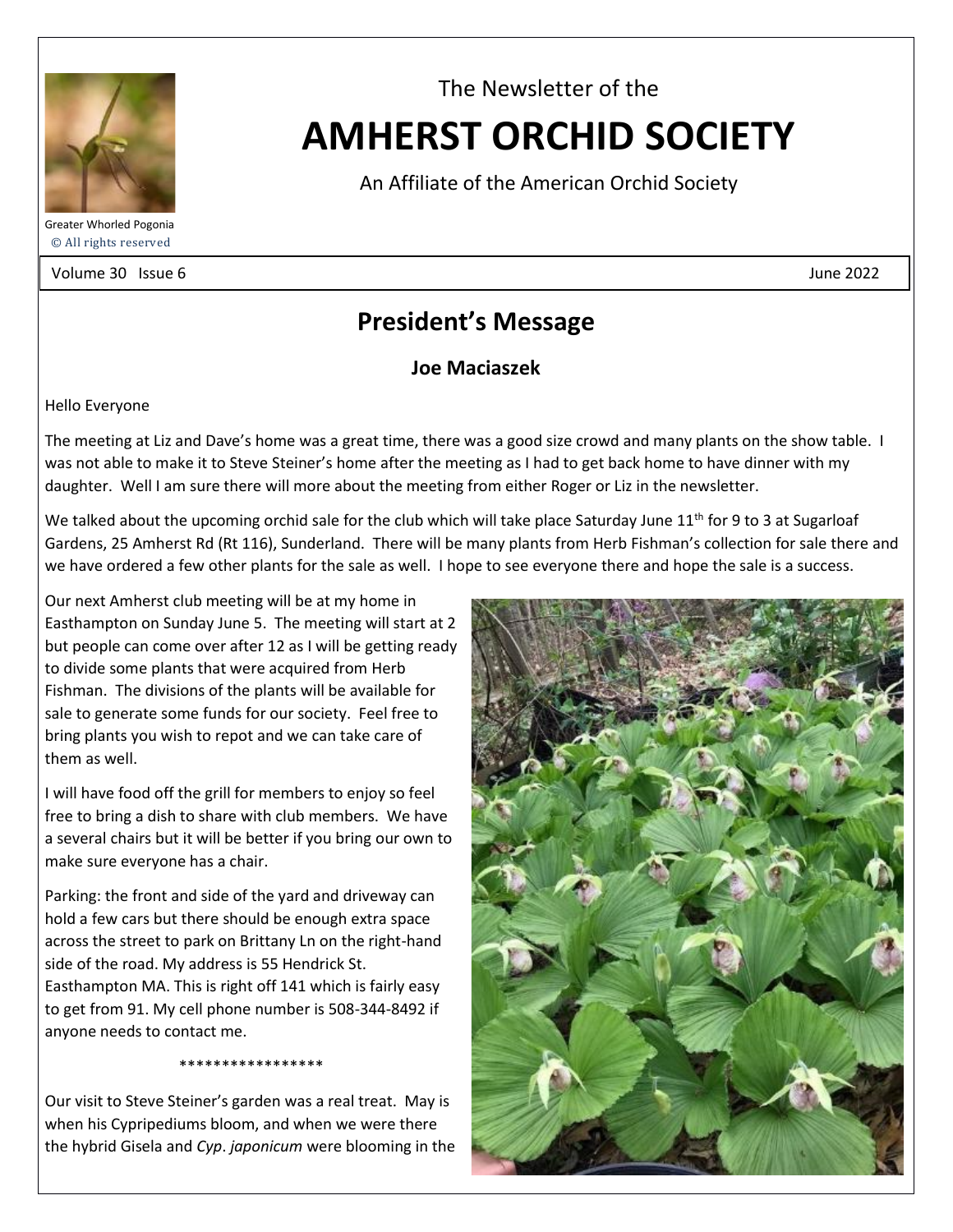Greater Whorled Pogonia
© All rights reserved

The Newsletter of the

# AMHERST ORCHID SOCIETY

An Affiliate of the American Orchid Society

Volume 30 Issue 6 June 2022

## President's Message

### Joe Maciaszek

Hello Everyone

The meeting at Liz and Dave's home was a great time, there was a good size crowd and many plants on the show table. I was not able to make it to Steve Steiner's home after the meeting as I had to get back home to have dinner with my daughter. Well I am sure there will more about the meeting from either Roger or Liz in the newsletter.

We talked about the upcoming orchid sale for the club which will take place Saturday June 11th for 9 to 3 at Sugarloaf Gardens, 25 Amherst Rd (Rt 116), Sunderland. There will be many plants from Herb Fishman's collection for sale there and we have ordered a few other plants for the sale as well. I hope to see everyone there and hope the sale is a success.

Our next Amherst club meeting will be at my home in Easthampton on Sunday June 5. The meeting will start at 2 but people can come over after 12 as I will be getting ready to divide some plants that were acquired from Herb Fishman. The divisions of the plants will be available for sale to generate some funds for our society. Feel free to bring plants you wish to repot and we can take care of them as well.

I will have food off the grill for members to enjoy so feel free to bring a dish to share with club members. We have a several chairs but it will be better if you bring our own to make sure everyone has a chair.

Parking: the front and side of the yard and driveway can hold a few cars but there should be enough extra space across the street to park on Brittany Ln on the right-hand side of the road. My address is 55 Hendrick St. Easthampton MA. This is right off 141 which is fairly easy to get from 91. My cell phone number is 508-344-8492 if anyone needs to contact me.

*****************

Our visit to Steve Steiner's garden was a real treat. May is when his Cypripediums bloom, and when we were there the hybrid Gisela and *Cyp*. *japonicum* were blooming in the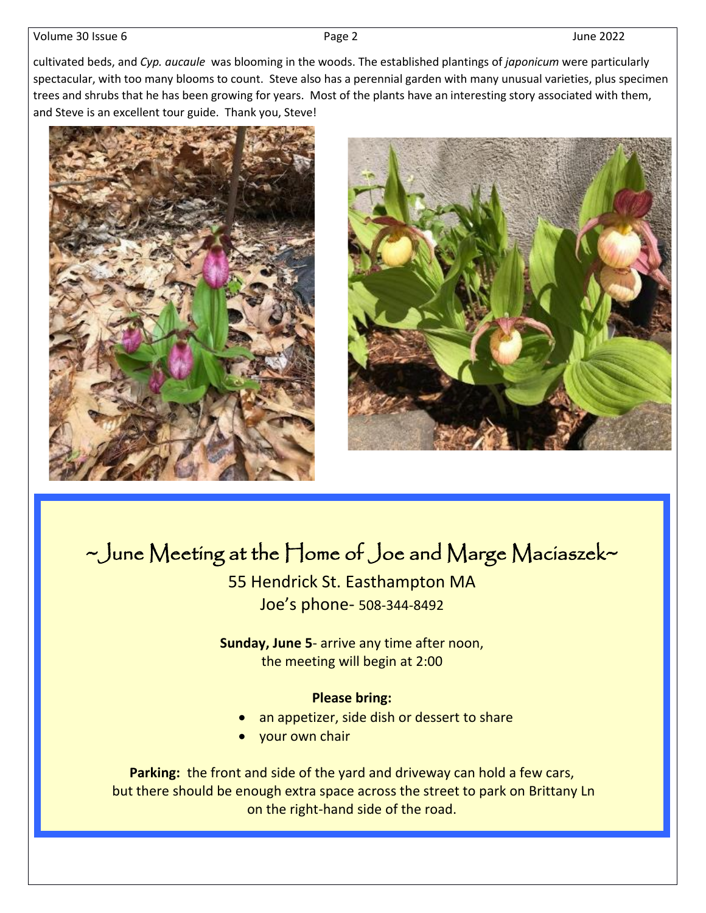cultivated beds, and *Cyp. aucaule* was blooming in the woods. The established plantings of *japonicum* were particularly spectacular, with too many blooms to count. Steve also has a perennial garden with many unusual varieties, plus specimen trees and shrubs that he has been growing for years. Most of the plants have an interesting story associated with them, and Steve is an excellent tour guide. Thank you, Steve!

## ~June Meeting at the Home of Joe and Marge Maciaszek~

55 Hendrick St. Easthampton MA

Joe's phone- 508-344-8492

**Sunday, June 5**- arrive any time after noon, the meeting will begin at 2:00

**Please bring:**

- an appetizer, side dish or dessert to share
- your own chair

**Parking:** the front and side of the yard and driveway can hold a few cars, but there should be enough extra space across the street to park on Brittany Ln on the right-hand side of the road.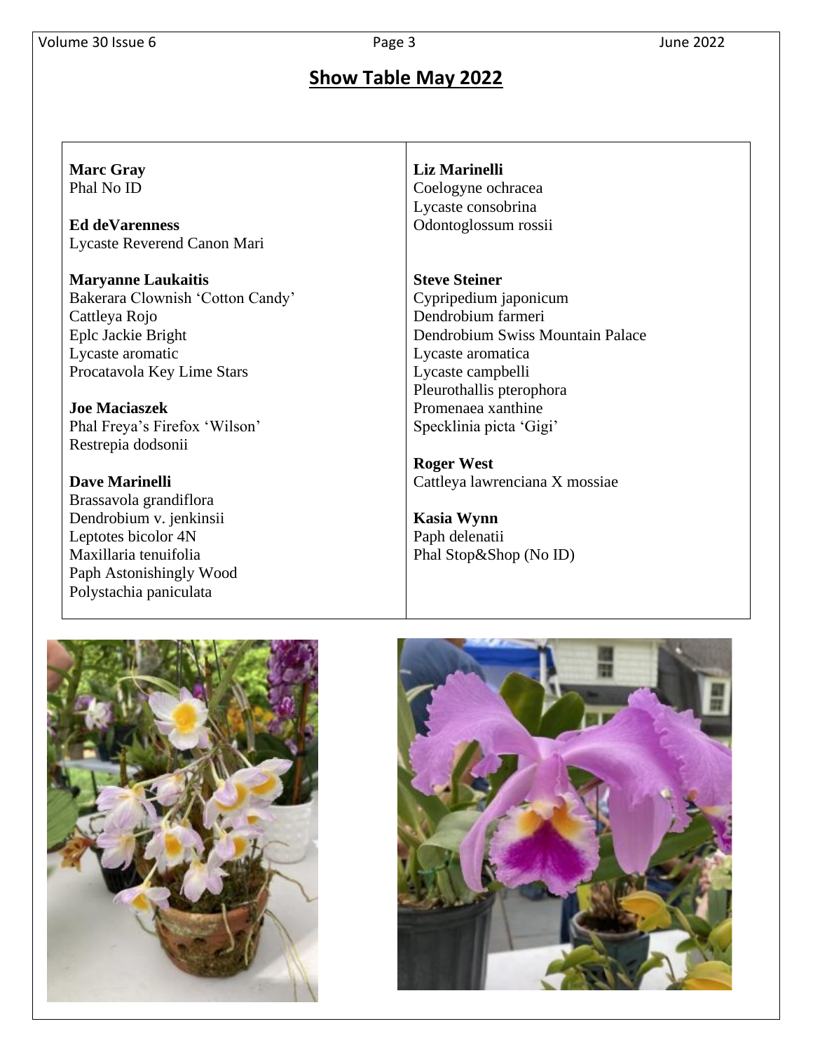## Show Table May 2022

**Marc Gray**
Phal No ID

**Ed deVarenness**
Lycaste Reverend Canon Mari

**Maryanne Laukaitis**
Bakerara Clownish 'Cotton Candy'
Cattleya Rojo
Eplc Jackie Bright
Lycaste aromatic
Procatavola Key Lime Stars

**Joe Maciaszek**
Phal Freya's Firefox 'Wilson'
Restrepia dodsonii

**Dave Marinelli**
Brassavola grandiflora
Dendrobium v. jenkinsii
Leptotes bicolor 4N
Maxillaria tenuifolia
Paph Astonishingly Wood
Polystachia paniculata

**Liz Marinelli**
Coelogyne ochracea
Lycaste consobrina
Odontoglossum rossii

**Steve Steiner**
Cypripedium japonicum
Dendrobium farmeri
Dendrobium Swiss Mountain Palace
Lycaste aromatica
Lycaste campbelli
Pleurothallis pterophora
Promenaea xanthine
Specklinia picta 'Gigi'

**Roger West**
Cattleya lawrenciana X mossiae

**Kasia Wynn**
Paph delenatii
Phal Stop&Shop (No ID)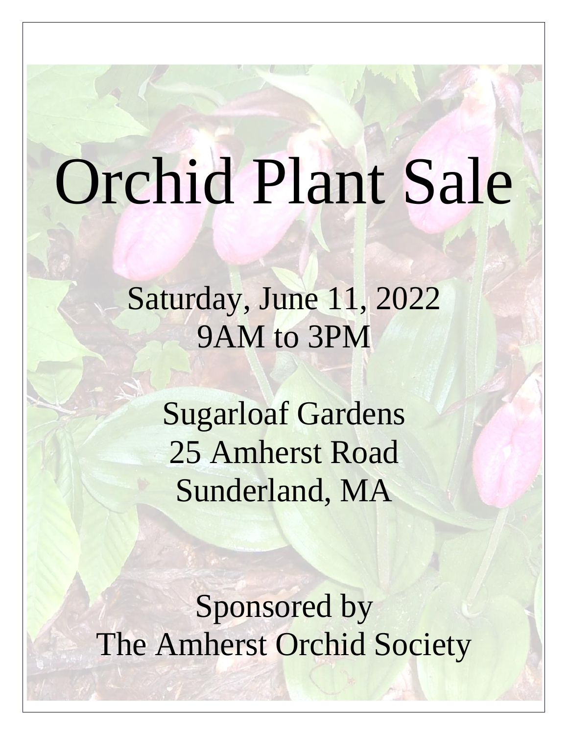# Orchid Plant Sale

Saturday, June 11, 2022
9AM to 3PM

Sugarloaf Gardens
25 Amherst Road
Sunderland, MA

Sponsored by
The Amherst Orchid Society